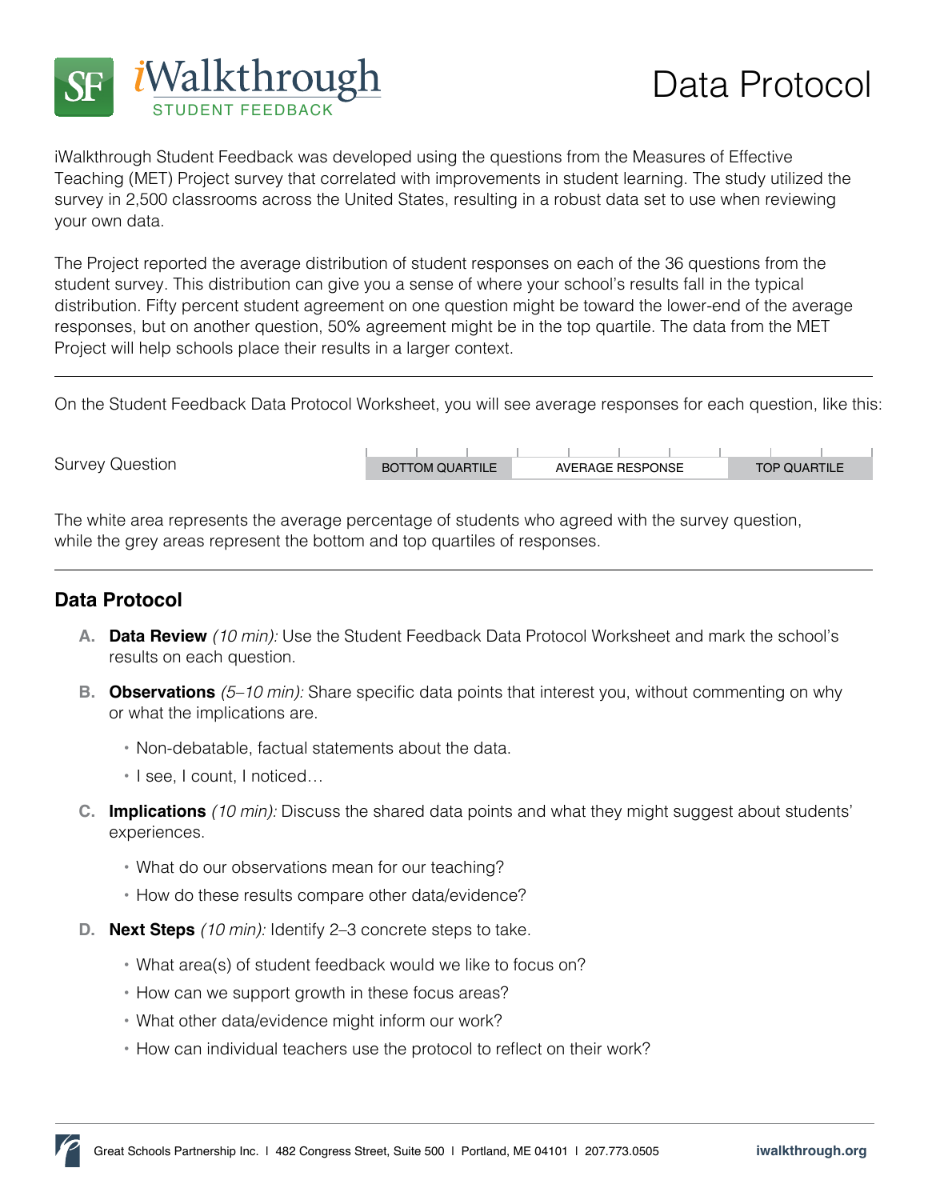# iWalkthrough STUDENT FEEDBACK

# Data Protocol

iWalkthrough Student Feedback was developed using the questions from the Measures of Effective Teaching (MET) Project survey that correlated with improvements in student learning. The study utilized the survey in 2,500 classrooms across the United States, resulting in a robust data set to use when reviewing your own data.

The Project reported the average distribution of student responses on each of the 36 questions from the student survey. This distribution can give you a sense of where your school's results fall in the typical distribution. Fifty percent student agreement on one question might be toward the lower-end of the average responses, but on another question, 50% agreement might be in the top quartile. The data from the MET Project will help schools place their results in a larger context.

---

On the Student Feedback Data Protocol Worksheet, you will see average responses for each question, like this:

| Survey Question | BOTTOM QUARTILE | AVERAGE RESPONSE | TOP QUARTILE |
|---|---|---|---|

The white area represents the average percentage of students who agreed with the survey question, while the grey areas represent the bottom and top quartiles of responses.

---

## Data Protocol

A. **Data Review** *(10 min):* Use the Student Feedback Data Protocol Worksheet and mark the school's results on each question.

B. **Observations** *(5–10 min):* Share specific data points that interest you, without commenting on why or what the implications are.
   - Non-debatable, factual statements about the data.
   - I see, I count, I noticed…

C. **Implications** *(10 min):* Discuss the shared data points and what they might suggest about students' experiences.
   - What do our observations mean for our teaching?
   - How do these results compare other data/evidence?

D. **Next Steps** *(10 min):* Identify 2–3 concrete steps to take.
   - What area(s) of student feedback would we like to focus on?
   - How can we support growth in these focus areas?
   - What other data/evidence might inform our work?
   - How can individual teachers use the protocol to reflect on their work?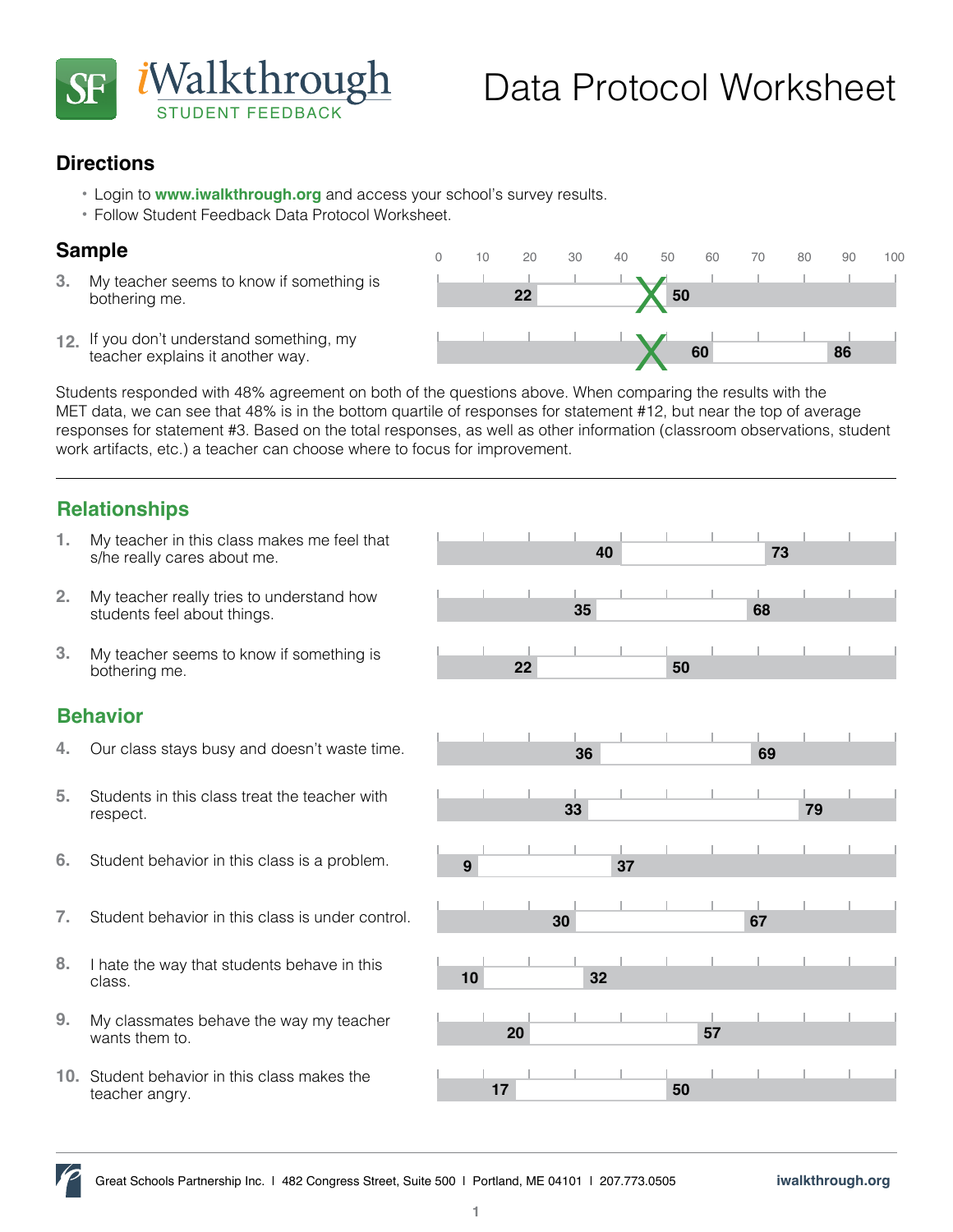# iWalkthrough STUDENT FEEDBACK

# Data Protocol Worksheet

## Directions

- Login to **www.iwalkthrough.org** and access your school's survey results.
- Follow Student Feedback Data Protocol Worksheet.

## Sample

| # | Statement | Low | High |
|---|---|---|---|
| 3. | My teacher seems to know if something is bothering me. | 22 | 50 |
| 12. | If you don't understand something, my teacher explains it another way. | 60 | 86 |

Students responded with 48% agreement on both of the questions above. When comparing the results with the MET data, we can see that 48% is in the bottom quartile of responses for statement #12, but near the top of average responses for statement #3. Based on the total responses, as well as other information (classroom observations, student work artifacts, etc.) a teacher can choose where to focus for improvement.

---

## Relationships

| # | Statement | Low | High |
|---|---|---|---|
| 1. | My teacher in this class makes me feel that s/he really cares about me. | 40 | 73 |
| 2. | My teacher really tries to understand how students feel about things. | 35 | 68 |
| 3. | My teacher seems to know if something is bothering me. | 22 | 50 |

## Behavior

| # | Statement | Low | High |
|---|---|---|---|
| 4. | Our class stays busy and doesn't waste time. | 36 | 69 |
| 5. | Students in this class treat the teacher with respect. | 33 | 79 |
| 6. | Student behavior in this class is a problem. | 9 | 37 |
| 7. | Student behavior in this class is under control. | 30 | 67 |
| 8. | I hate the way that students behave in this class. | 10 | 32 |
| 9. | My classmates behave the way my teacher wants them to. | 20 | 57 |
| 10. | Student behavior in this class makes the teacher angry. | 17 | 50 |

Great Schools Partnership Inc. | 482 Congress Street, Suite 500 | Portland, ME 04101 | 207.773.0505 **iwalkthrough.org**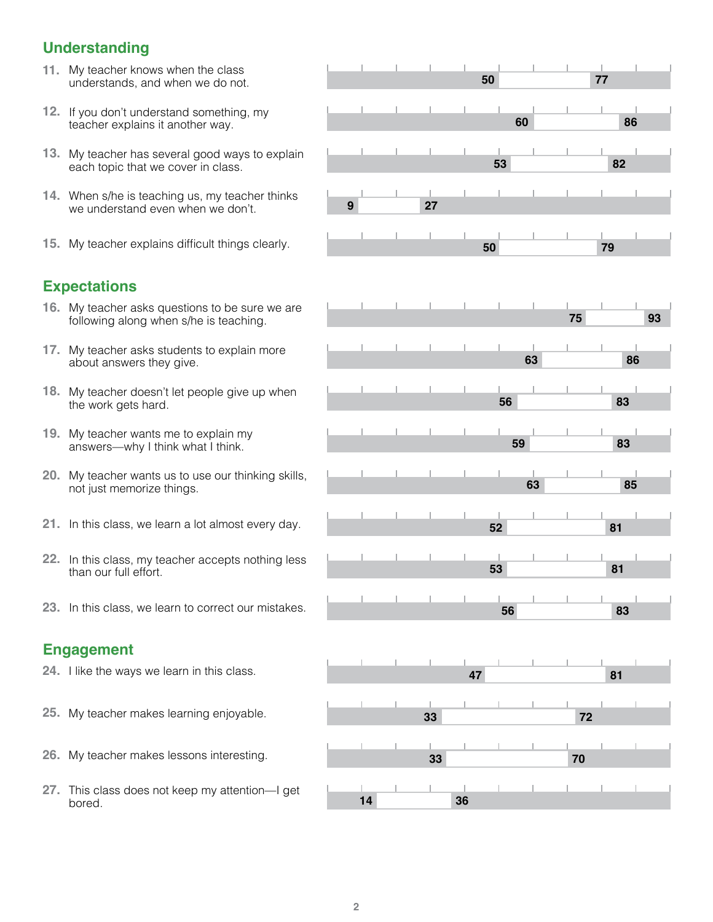## Understanding

| # | Item | Low | High |
|---|---|---|---|
| 11. | My teacher knows when the class understands, and when we do not. | 50 | 77 |
| 12. | If you don't understand something, my teacher explains it another way. | 60 | 86 |
| 13. | My teacher has several good ways to explain each topic that we cover in class. | 53 | 82 |
| 14. | When s/he is teaching us, my teacher thinks we understand even when we don't. | 9 | 27 |
| 15. | My teacher explains difficult things clearly. | 50 | 79 |

## Expectations

| # | Item | Low | High |
|---|---|---|---|
| 16. | My teacher asks questions to be sure we are following along when s/he is teaching. | 75 | 93 |
| 17. | My teacher asks students to explain more about answers they give. | 63 | 86 |
| 18. | My teacher doesn't let people give up when the work gets hard. | 56 | 83 |
| 19. | My teacher wants me to explain my answers—why I think what I think. | 59 | 83 |
| 20. | My teacher wants us to use our thinking skills, not just memorize things. | 63 | 85 |
| 21. | In this class, we learn a lot almost every day. | 52 | 81 |
| 22. | In this class, my teacher accepts nothing less than our full effort. | 53 | 81 |
| 23. | In this class, we learn to correct our mistakes. | 56 | 83 |

## Engagement

| # | Item | Low | High |
|---|---|---|---|
| 24. | I like the ways we learn in this class. | 47 | 81 |
| 25. | My teacher makes learning enjoyable. | 33 | 72 |
| 26. | My teacher makes lessons interesting. | 33 | 70 |
| 27. | This class does not keep my attention—I get bored. | 14 | 36 |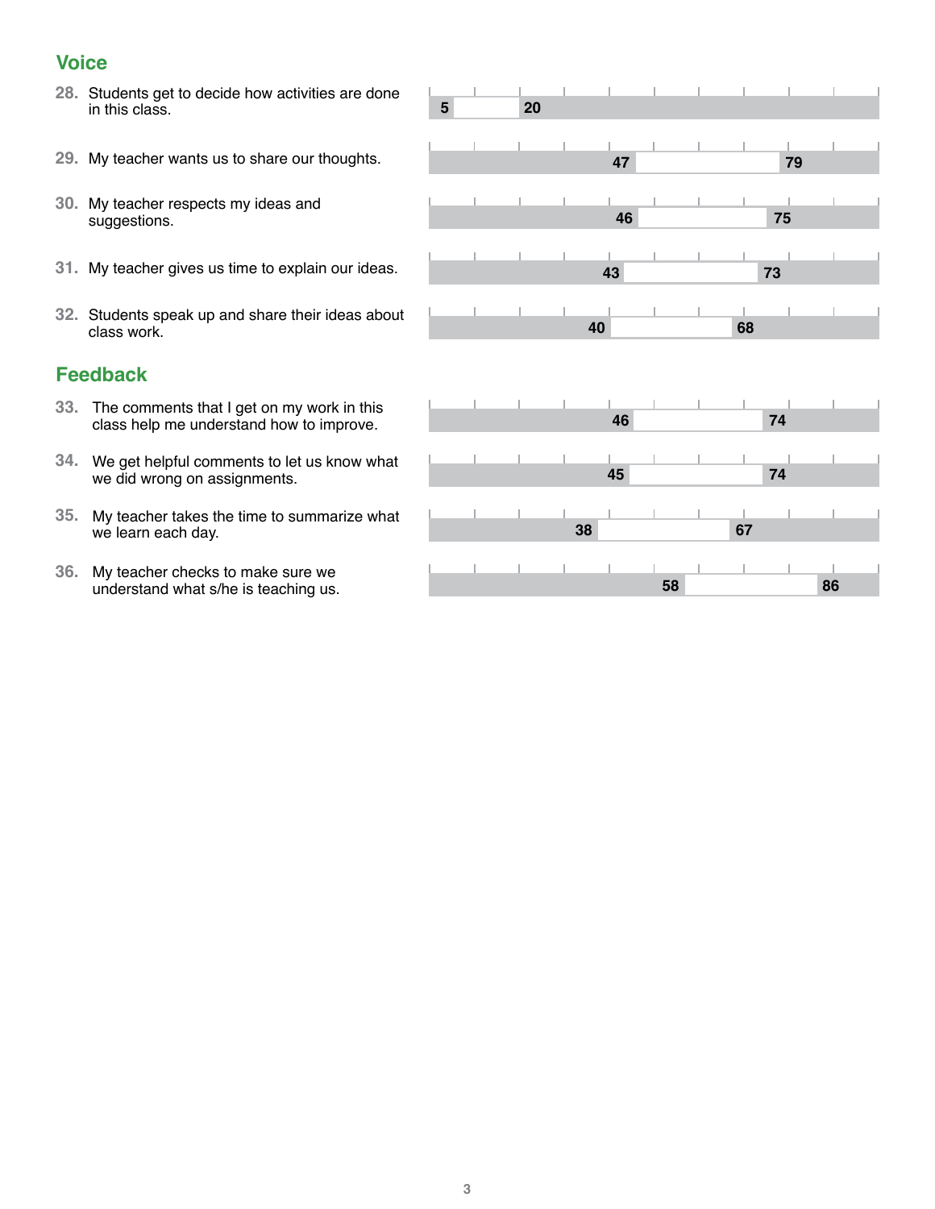## Voice

28. Students get to decide how activities are done in this class.

5 20

29. My teacher wants us to share our thoughts.

47 79

30. My teacher respects my ideas and suggestions.

46 75

31. My teacher gives us time to explain our ideas.

43 73

32. Students speak up and share their ideas about class work.

40 68

## Feedback

33. The comments that I get on my work in this class help me understand how to improve.

46 74

34. We get helpful comments to let us know what we did wrong on assignments.

45 74

35. My teacher takes the time to summarize what we learn each day.

38 67

36. My teacher checks to make sure we understand what s/he is teaching us.

58 86